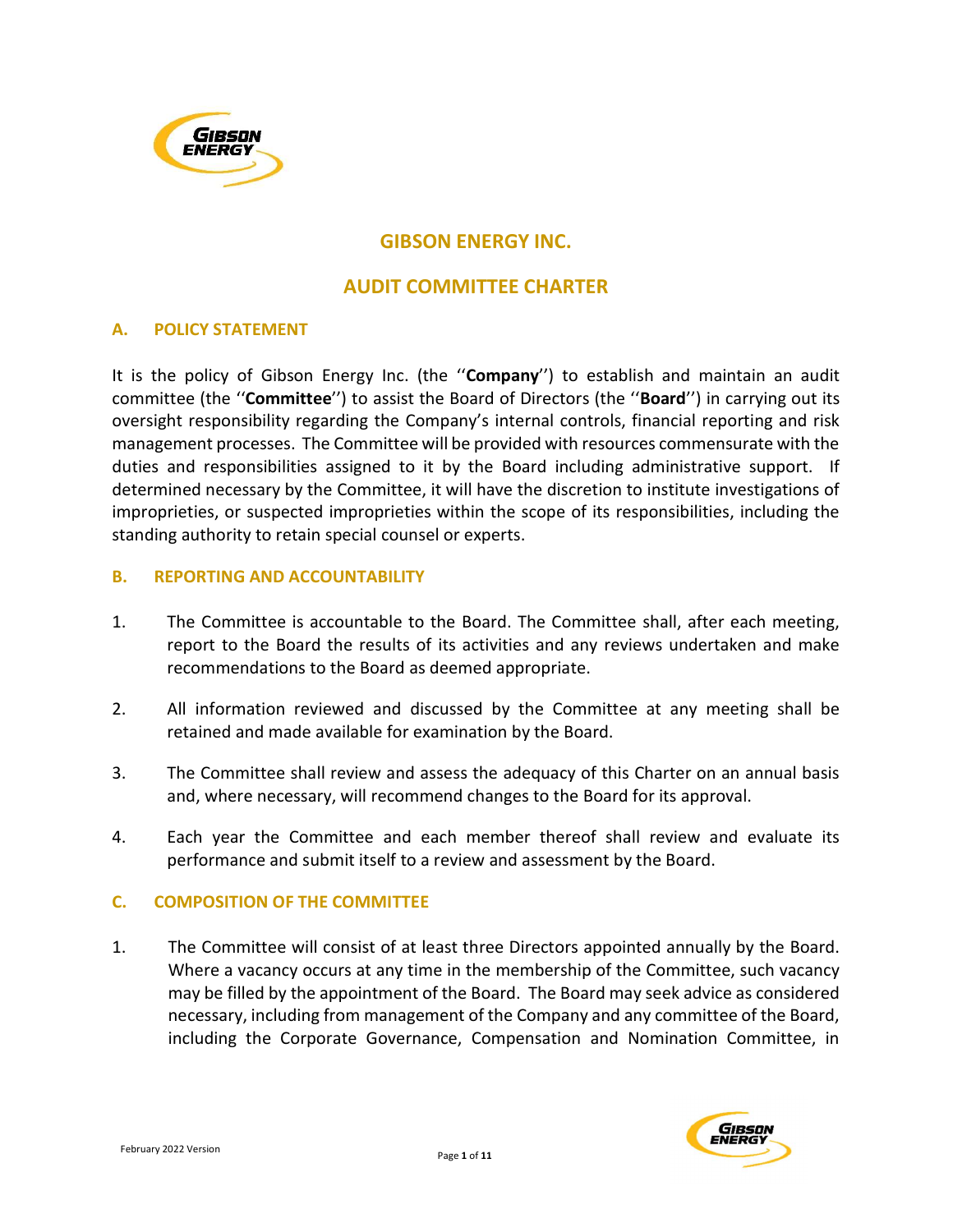# GIBSON ENERGY INC.

# AUDIT COMMITTEE CHARTER

## A. POLICY STATEMENT

It is the policy of Gibson Energy Inc. (the ''**Company**'') to establish and maintain an audit committee (the ''**Committee**'') to assist the Board of Directors (the ''**Board**'') in carrying out its oversight responsibility regarding the Company's internal controls, financial reporting and risk management processes. The Committee will be provided with resources commensurate with the duties and responsibilities assigned to it by the Board including administrative support. If determined necessary by the Committee, it will have the discretion to institute investigations of improprieties, or suspected improprieties within the scope of its responsibilities, including the standing authority to retain special counsel or experts.

## B. REPORTING AND ACCOUNTABILITY

1. The Committee is accountable to the Board. The Committee shall, after each meeting, report to the Board the results of its activities and any reviews undertaken and make recommendations to the Board as deemed appropriate.

2. All information reviewed and discussed by the Committee at any meeting shall be retained and made available for examination by the Board.

3. The Committee shall review and assess the adequacy of this Charter on an annual basis and, where necessary, will recommend changes to the Board for its approval.

4. Each year the Committee and each member thereof shall review and evaluate its performance and submit itself to a review and assessment by the Board.

## C. COMPOSITION OF THE COMMITTEE

1. The Committee will consist of at least three Directors appointed annually by the Board. Where a vacancy occurs at any time in the membership of the Committee, such vacancy may be filled by the appointment of the Board. The Board may seek advice as considered necessary, including from management of the Company and any committee of the Board, including the Corporate Governance, Compensation and Nomination Committee, in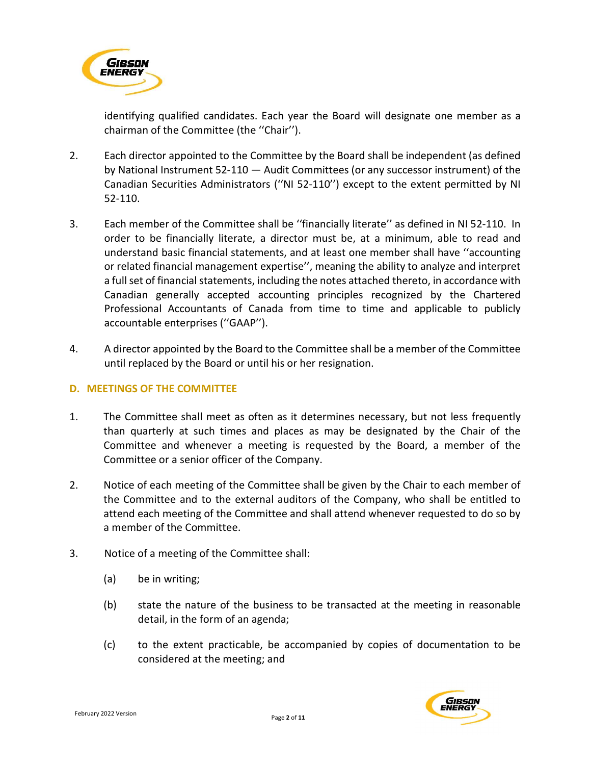identifying qualified candidates. Each year the Board will designate one member as a chairman of the Committee (the ''Chair'').

2. Each director appointed to the Committee by the Board shall be independent (as defined by National Instrument 52-110 — Audit Committees (or any successor instrument) of the Canadian Securities Administrators (''NI 52-110'') except to the extent permitted by NI 52-110.

3. Each member of the Committee shall be ''financially literate'' as defined in NI 52-110. In order to be financially literate, a director must be, at a minimum, able to read and understand basic financial statements, and at least one member shall have ''accounting or related financial management expertise'', meaning the ability to analyze and interpret a full set of financial statements, including the notes attached thereto, in accordance with Canadian generally accepted accounting principles recognized by the Chartered Professional Accountants of Canada from time to time and applicable to publicly accountable enterprises (''GAAP'').

4. A director appointed by the Board to the Committee shall be a member of the Committee until replaced by the Board or until his or her resignation.

## D. MEETINGS OF THE COMMITTEE

1. The Committee shall meet as often as it determines necessary, but not less frequently than quarterly at such times and places as may be designated by the Chair of the Committee and whenever a meeting is requested by the Board, a member of the Committee or a senior officer of the Company.

2. Notice of each meeting of the Committee shall be given by the Chair to each member of the Committee and to the external auditors of the Company, who shall be entitled to attend each meeting of the Committee and shall attend whenever requested to do so by a member of the Committee.

3. Notice of a meeting of the Committee shall:

   (a) be in writing;

   (b) state the nature of the business to be transacted at the meeting in reasonable detail, in the form of an agenda;

   (c) to the extent practicable, be accompanied by copies of documentation to be considered at the meeting; and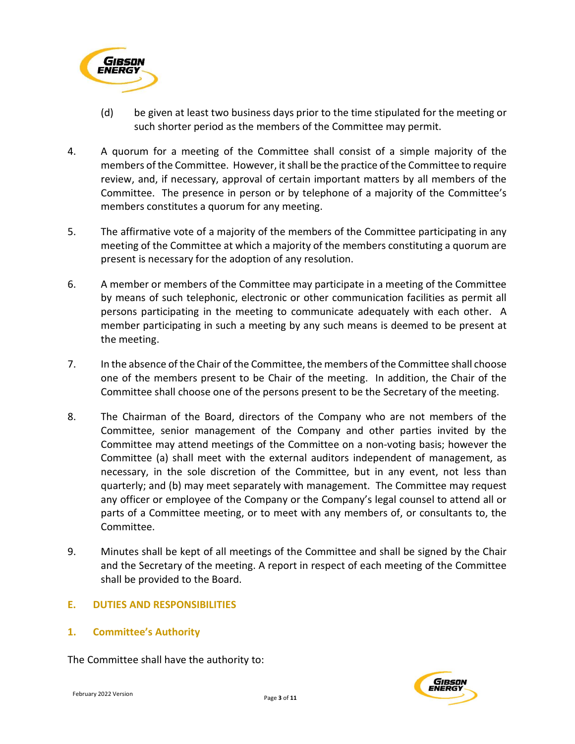(d) be given at least two business days prior to the time stipulated for the meeting or such shorter period as the members of the Committee may permit.

4. A quorum for a meeting of the Committee shall consist of a simple majority of the members of the Committee. However, it shall be the practice of the Committee to require review, and, if necessary, approval of certain important matters by all members of the Committee. The presence in person or by telephone of a majority of the Committee's members constitutes a quorum for any meeting.

5. The affirmative vote of a majority of the members of the Committee participating in any meeting of the Committee at which a majority of the members constituting a quorum are present is necessary for the adoption of any resolution.

6. A member or members of the Committee may participate in a meeting of the Committee by means of such telephonic, electronic or other communication facilities as permit all persons participating in the meeting to communicate adequately with each other. A member participating in such a meeting by any such means is deemed to be present at the meeting.

7. In the absence of the Chair of the Committee, the members of the Committee shall choose one of the members present to be Chair of the meeting. In addition, the Chair of the Committee shall choose one of the persons present to be the Secretary of the meeting.

8. The Chairman of the Board, directors of the Company who are not members of the Committee, senior management of the Company and other parties invited by the Committee may attend meetings of the Committee on a non-voting basis; however the Committee (a) shall meet with the external auditors independent of management, as necessary, in the sole discretion of the Committee, but in any event, not less than quarterly; and (b) may meet separately with management. The Committee may request any officer or employee of the Company or the Company's legal counsel to attend all or parts of a Committee meeting, or to meet with any members of, or consultants to, the Committee.

9. Minutes shall be kept of all meetings of the Committee and shall be signed by the Chair and the Secretary of the meeting. A report in respect of each meeting of the Committee shall be provided to the Board.

## E. DUTIES AND RESPONSIBILITIES

### 1. Committee's Authority

The Committee shall have the authority to: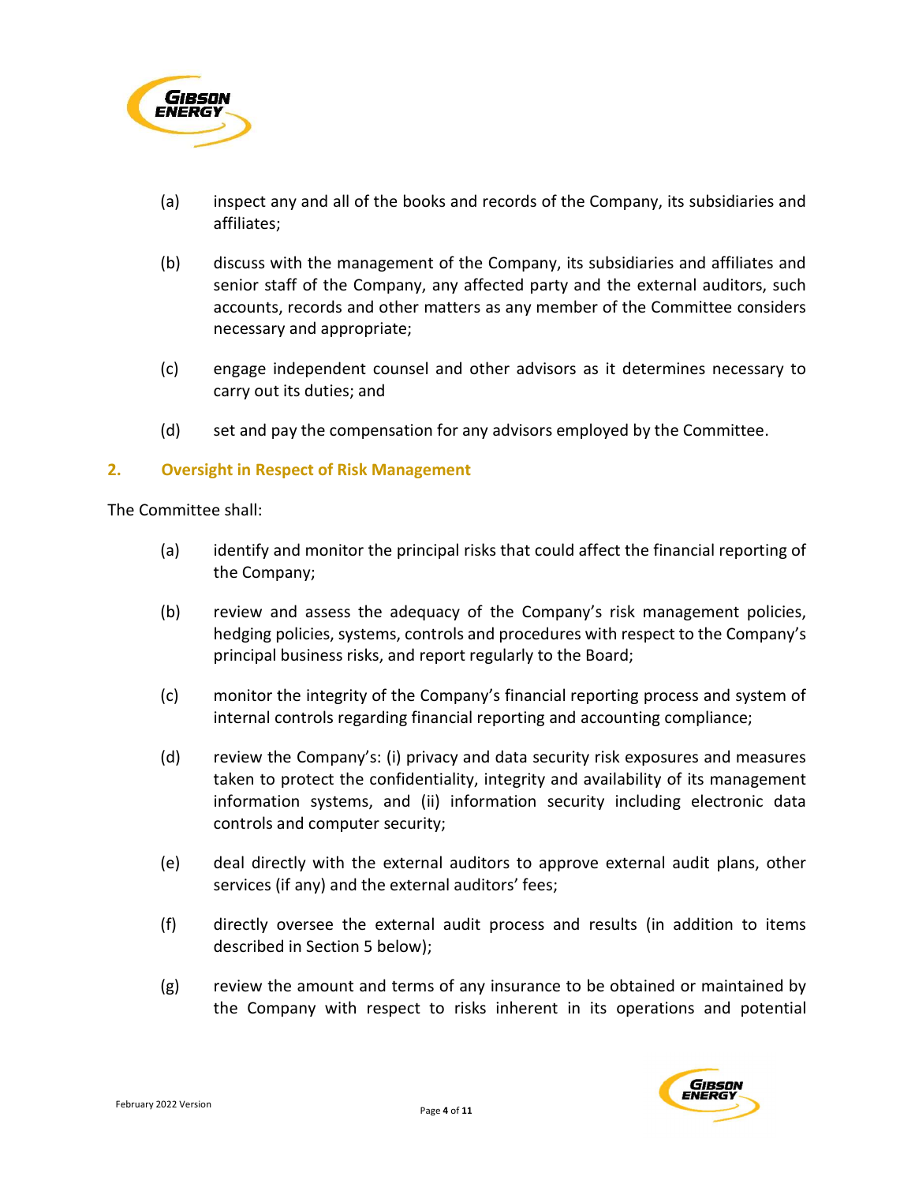(a) inspect any and all of the books and records of the Company, its subsidiaries and affiliates;

(b) discuss with the management of the Company, its subsidiaries and affiliates and senior staff of the Company, any affected party and the external auditors, such accounts, records and other matters as any member of the Committee considers necessary and appropriate;

(c) engage independent counsel and other advisors as it determines necessary to carry out its duties; and

(d) set and pay the compensation for any advisors employed by the Committee.

## 2. Oversight in Respect of Risk Management

The Committee shall:

(a) identify and monitor the principal risks that could affect the financial reporting of the Company;

(b) review and assess the adequacy of the Company's risk management policies, hedging policies, systems, controls and procedures with respect to the Company's principal business risks, and report regularly to the Board;

(c) monitor the integrity of the Company's financial reporting process and system of internal controls regarding financial reporting and accounting compliance;

(d) review the Company's: (i) privacy and data security risk exposures and measures taken to protect the confidentiality, integrity and availability of its management information systems, and (ii) information security including electronic data controls and computer security;

(e) deal directly with the external auditors to approve external audit plans, other services (if any) and the external auditors' fees;

(f) directly oversee the external audit process and results (in addition to items described in Section 5 below);

(g) review the amount and terms of any insurance to be obtained or maintained by the Company with respect to risks inherent in its operations and potential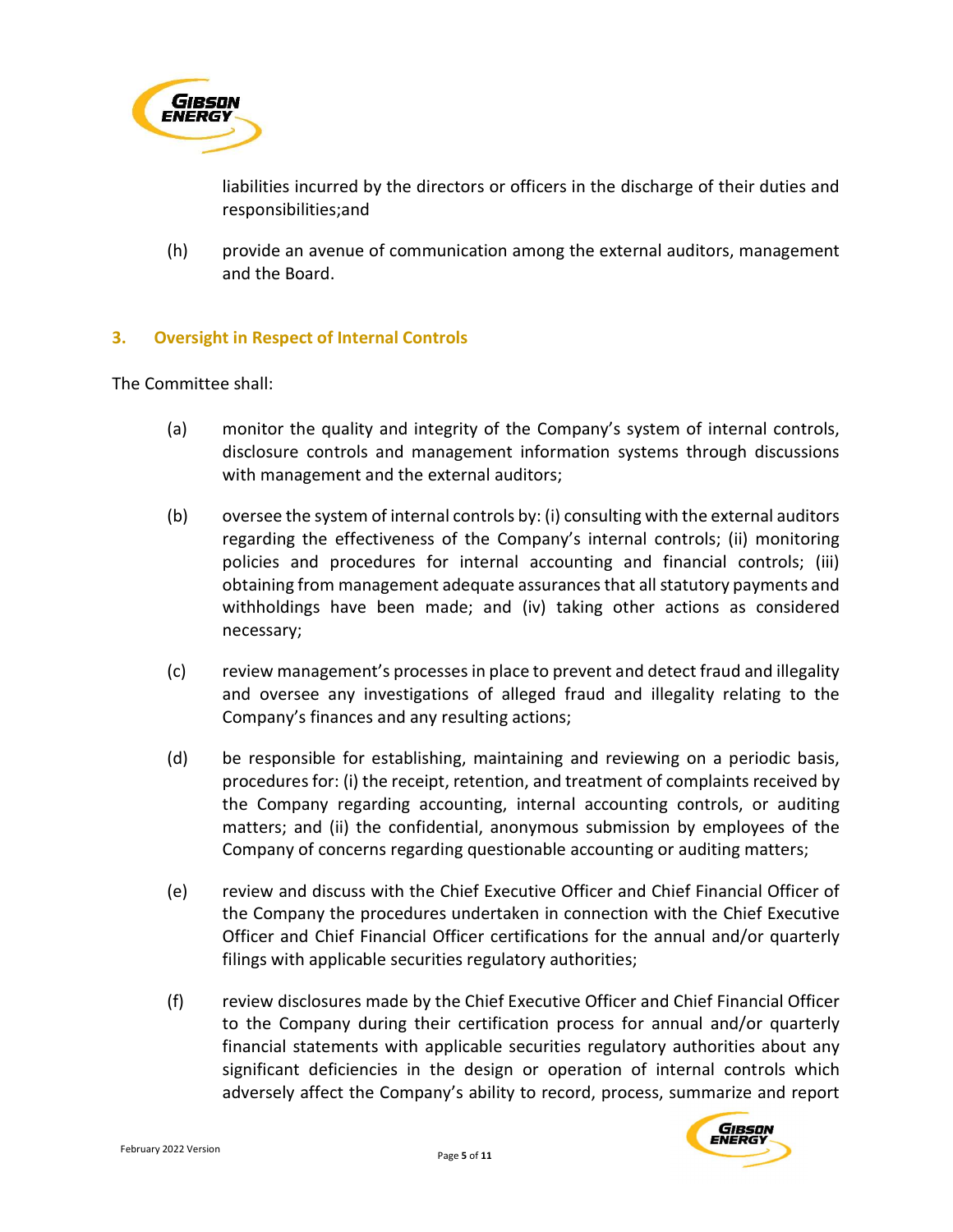liabilities incurred by the directors or officers in the discharge of their duties and responsibilities;and

(h) provide an avenue of communication among the external auditors, management and the Board.

## 3. Oversight in Respect of Internal Controls

The Committee shall:

(a) monitor the quality and integrity of the Company's system of internal controls, disclosure controls and management information systems through discussions with management and the external auditors;

(b) oversee the system of internal controls by: (i) consulting with the external auditors regarding the effectiveness of the Company's internal controls; (ii) monitoring policies and procedures for internal accounting and financial controls; (iii) obtaining from management adequate assurances that all statutory payments and withholdings have been made; and (iv) taking other actions as considered necessary;

(c) review management's processes in place to prevent and detect fraud and illegality and oversee any investigations of alleged fraud and illegality relating to the Company's finances and any resulting actions;

(d) be responsible for establishing, maintaining and reviewing on a periodic basis, procedures for: (i) the receipt, retention, and treatment of complaints received by the Company regarding accounting, internal accounting controls, or auditing matters; and (ii) the confidential, anonymous submission by employees of the Company of concerns regarding questionable accounting or auditing matters;

(e) review and discuss with the Chief Executive Officer and Chief Financial Officer of the Company the procedures undertaken in connection with the Chief Executive Officer and Chief Financial Officer certifications for the annual and/or quarterly filings with applicable securities regulatory authorities;

(f) review disclosures made by the Chief Executive Officer and Chief Financial Officer to the Company during their certification process for annual and/or quarterly financial statements with applicable securities regulatory authorities about any significant deficiencies in the design or operation of internal controls which adversely affect the Company's ability to record, process, summarize and report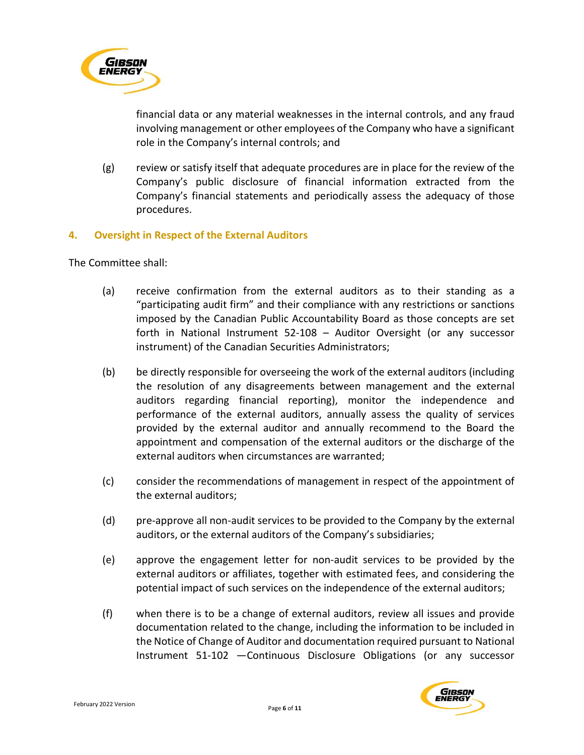financial data or any material weaknesses in the internal controls, and any fraud involving management or other employees of the Company who have a significant role in the Company's internal controls; and

(g) review or satisfy itself that adequate procedures are in place for the review of the Company's public disclosure of financial information extracted from the Company's financial statements and periodically assess the adequacy of those procedures.

## 4. Oversight in Respect of the External Auditors

The Committee shall:

(a) receive confirmation from the external auditors as to their standing as a "participating audit firm" and their compliance with any restrictions or sanctions imposed by the Canadian Public Accountability Board as those concepts are set forth in National Instrument 52-108 – Auditor Oversight (or any successor instrument) of the Canadian Securities Administrators;

(b) be directly responsible for overseeing the work of the external auditors (including the resolution of any disagreements between management and the external auditors regarding financial reporting), monitor the independence and performance of the external auditors, annually assess the quality of services provided by the external auditor and annually recommend to the Board the appointment and compensation of the external auditors or the discharge of the external auditors when circumstances are warranted;

(c) consider the recommendations of management in respect of the appointment of the external auditors;

(d) pre-approve all non-audit services to be provided to the Company by the external auditors, or the external auditors of the Company's subsidiaries;

(e) approve the engagement letter for non-audit services to be provided by the external auditors or affiliates, together with estimated fees, and considering the potential impact of such services on the independence of the external auditors;

(f) when there is to be a change of external auditors, review all issues and provide documentation related to the change, including the information to be included in the Notice of Change of Auditor and documentation required pursuant to National Instrument 51-102 —Continuous Disclosure Obligations (or any successor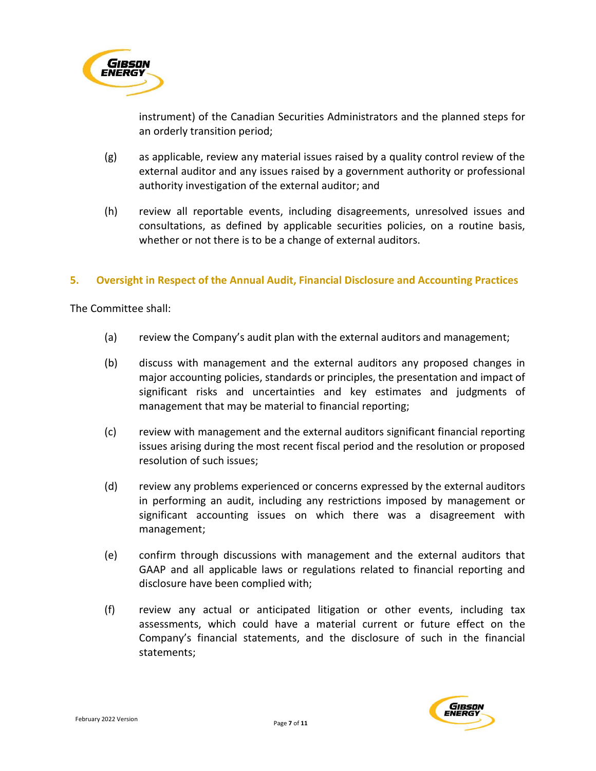instrument) of the Canadian Securities Administrators and the planned steps for an orderly transition period;

(g) as applicable, review any material issues raised by a quality control review of the external auditor and any issues raised by a government authority or professional authority investigation of the external auditor; and

(h) review all reportable events, including disagreements, unresolved issues and consultations, as defined by applicable securities policies, on a routine basis, whether or not there is to be a change of external auditors.

## 5. Oversight in Respect of the Annual Audit, Financial Disclosure and Accounting Practices

The Committee shall:

(a) review the Company's audit plan with the external auditors and management;

(b) discuss with management and the external auditors any proposed changes in major accounting policies, standards or principles, the presentation and impact of significant risks and uncertainties and key estimates and judgments of management that may be material to financial reporting;

(c) review with management and the external auditors significant financial reporting issues arising during the most recent fiscal period and the resolution or proposed resolution of such issues;

(d) review any problems experienced or concerns expressed by the external auditors in performing an audit, including any restrictions imposed by management or significant accounting issues on which there was a disagreement with management;

(e) confirm through discussions with management and the external auditors that GAAP and all applicable laws or regulations related to financial reporting and disclosure have been complied with;

(f) review any actual or anticipated litigation or other events, including tax assessments, which could have a material current or future effect on the Company's financial statements, and the disclosure of such in the financial statements;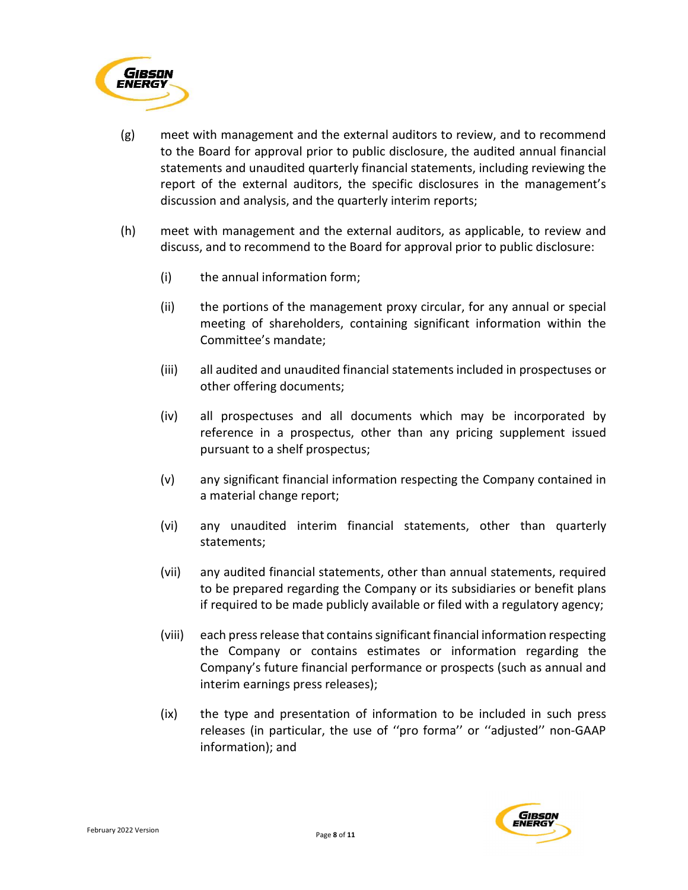(g) meet with management and the external auditors to review, and to recommend to the Board for approval prior to public disclosure, the audited annual financial statements and unaudited quarterly financial statements, including reviewing the report of the external auditors, the specific disclosures in the management's discussion and analysis, and the quarterly interim reports;

(h) meet with management and the external auditors, as applicable, to review and discuss, and to recommend to the Board for approval prior to public disclosure:

  (i) the annual information form;

  (ii) the portions of the management proxy circular, for any annual or special meeting of shareholders, containing significant information within the Committee's mandate;

  (iii) all audited and unaudited financial statements included in prospectuses or other offering documents;

  (iv) all prospectuses and all documents which may be incorporated by reference in a prospectus, other than any pricing supplement issued pursuant to a shelf prospectus;

  (v) any significant financial information respecting the Company contained in a material change report;

  (vi) any unaudited interim financial statements, other than quarterly statements;

  (vii) any audited financial statements, other than annual statements, required to be prepared regarding the Company or its subsidiaries or benefit plans if required to be made publicly available or filed with a regulatory agency;

  (viii) each press release that contains significant financial information respecting the Company or contains estimates or information regarding the Company's future financial performance or prospects (such as annual and interim earnings press releases);

  (ix) the type and presentation of information to be included in such press releases (in particular, the use of ''pro forma'' or ''adjusted'' non-GAAP information); and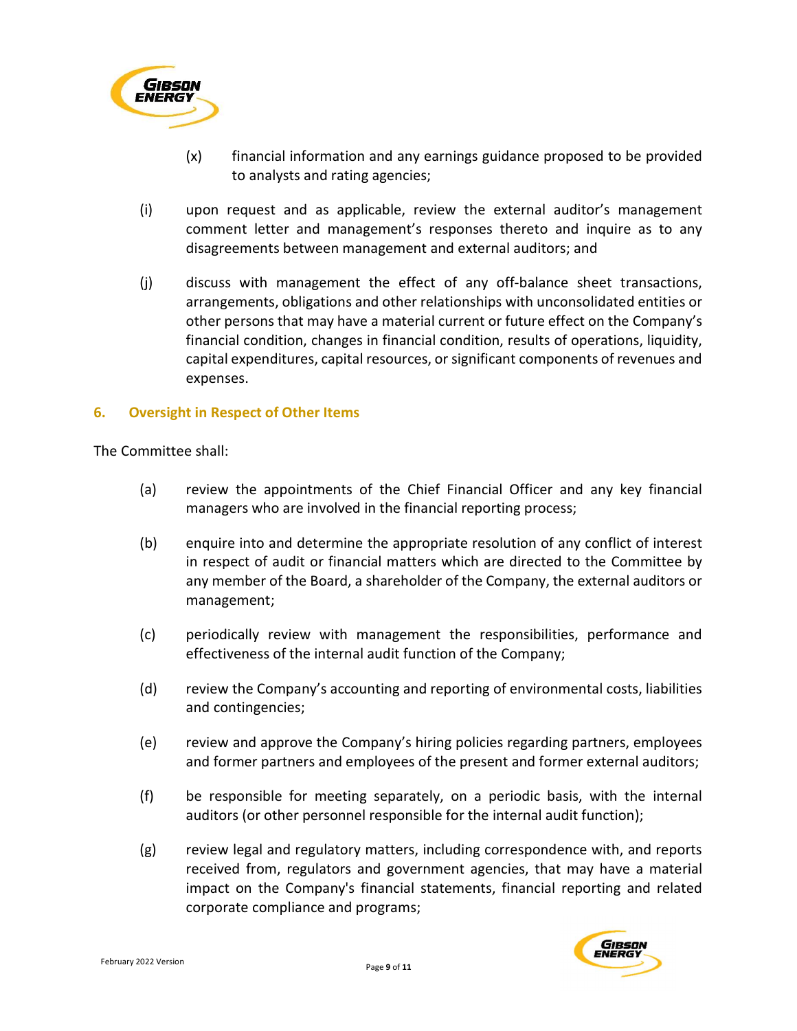(x) financial information and any earnings guidance proposed to be provided to analysts and rating agencies;

(i) upon request and as applicable, review the external auditor's management comment letter and management's responses thereto and inquire as to any disagreements between management and external auditors; and

(j) discuss with management the effect of any off-balance sheet transactions, arrangements, obligations and other relationships with unconsolidated entities or other persons that may have a material current or future effect on the Company's financial condition, changes in financial condition, results of operations, liquidity, capital expenditures, capital resources, or significant components of revenues and expenses.

## 6. Oversight in Respect of Other Items

The Committee shall:

(a) review the appointments of the Chief Financial Officer and any key financial managers who are involved in the financial reporting process;

(b) enquire into and determine the appropriate resolution of any conflict of interest in respect of audit or financial matters which are directed to the Committee by any member of the Board, a shareholder of the Company, the external auditors or management;

(c) periodically review with management the responsibilities, performance and effectiveness of the internal audit function of the Company;

(d) review the Company's accounting and reporting of environmental costs, liabilities and contingencies;

(e) review and approve the Company's hiring policies regarding partners, employees and former partners and employees of the present and former external auditors;

(f) be responsible for meeting separately, on a periodic basis, with the internal auditors (or other personnel responsible for the internal audit function);

(g) review legal and regulatory matters, including correspondence with, and reports received from, regulators and government agencies, that may have a material impact on the Company's financial statements, financial reporting and related corporate compliance and programs;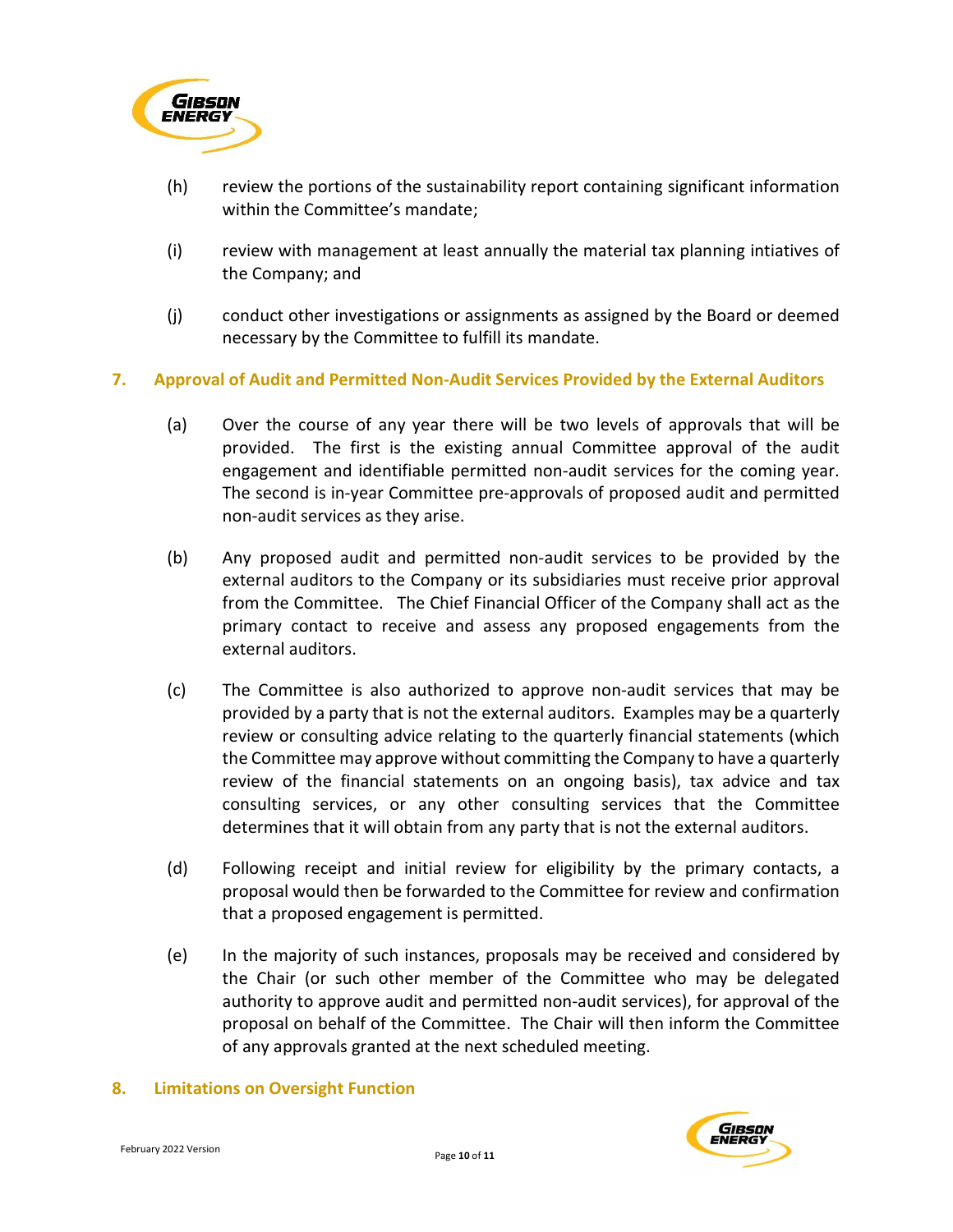(h) review the portions of the sustainability report containing significant information within the Committee's mandate;

(i) review with management at least annually the material tax planning intiatives of the Company; and

(j) conduct other investigations or assignments as assigned by the Board or deemed necessary by the Committee to fulfill its mandate.

## 7. Approval of Audit and Permitted Non-Audit Services Provided by the External Auditors

(a) Over the course of any year there will be two levels of approvals that will be provided. The first is the existing annual Committee approval of the audit engagement and identifiable permitted non-audit services for the coming year. The second is in-year Committee pre-approvals of proposed audit and permitted non-audit services as they arise.

(b) Any proposed audit and permitted non-audit services to be provided by the external auditors to the Company or its subsidiaries must receive prior approval from the Committee. The Chief Financial Officer of the Company shall act as the primary contact to receive and assess any proposed engagements from the external auditors.

(c) The Committee is also authorized to approve non-audit services that may be provided by a party that is not the external auditors. Examples may be a quarterly review or consulting advice relating to the quarterly financial statements (which the Committee may approve without committing the Company to have a quarterly review of the financial statements on an ongoing basis), tax advice and tax consulting services, or any other consulting services that the Committee determines that it will obtain from any party that is not the external auditors.

(d) Following receipt and initial review for eligibility by the primary contacts, a proposal would then be forwarded to the Committee for review and confirmation that a proposed engagement is permitted.

(e) In the majority of such instances, proposals may be received and considered by the Chair (or such other member of the Committee who may be delegated authority to approve audit and permitted non-audit services), for approval of the proposal on behalf of the Committee. The Chair will then inform the Committee of any approvals granted at the next scheduled meeting.

## 8. Limitations on Oversight Function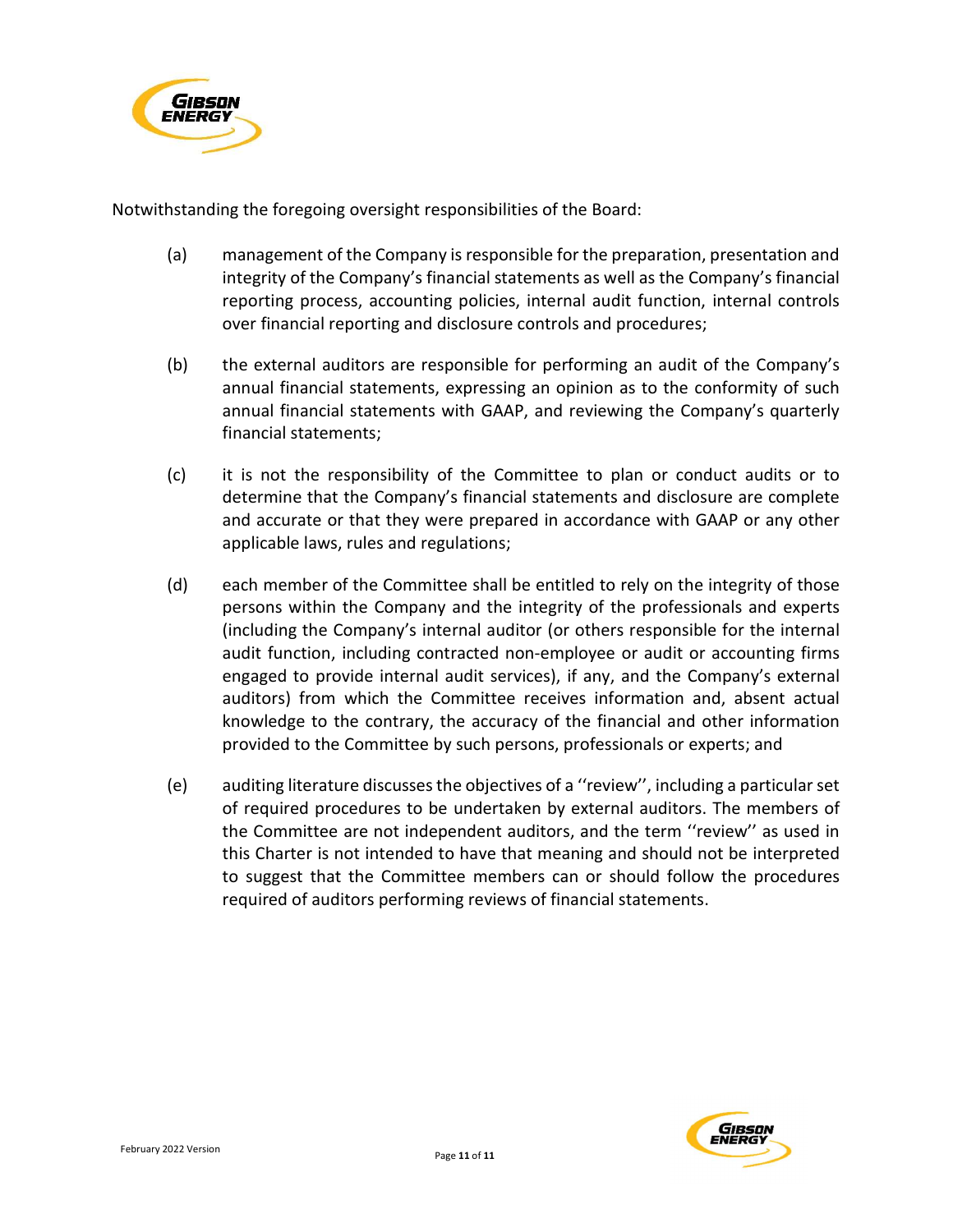Notwithstanding the foregoing oversight responsibilities of the Board:

(a) management of the Company is responsible for the preparation, presentation and integrity of the Company's financial statements as well as the Company's financial reporting process, accounting policies, internal audit function, internal controls over financial reporting and disclosure controls and procedures;

(b) the external auditors are responsible for performing an audit of the Company's annual financial statements, expressing an opinion as to the conformity of such annual financial statements with GAAP, and reviewing the Company's quarterly financial statements;

(c) it is not the responsibility of the Committee to plan or conduct audits or to determine that the Company's financial statements and disclosure are complete and accurate or that they were prepared in accordance with GAAP or any other applicable laws, rules and regulations;

(d) each member of the Committee shall be entitled to rely on the integrity of those persons within the Company and the integrity of the professionals and experts (including the Company's internal auditor (or others responsible for the internal audit function, including contracted non-employee or audit or accounting firms engaged to provide internal audit services), if any, and the Company's external auditors) from which the Committee receives information and, absent actual knowledge to the contrary, the accuracy of the financial and other information provided to the Committee by such persons, professionals or experts; and

(e) auditing literature discusses the objectives of a ''review'', including a particular set of required procedures to be undertaken by external auditors. The members of the Committee are not independent auditors, and the term ''review'' as used in this Charter is not intended to have that meaning and should not be interpreted to suggest that the Committee members can or should follow the procedures required of auditors performing reviews of financial statements.